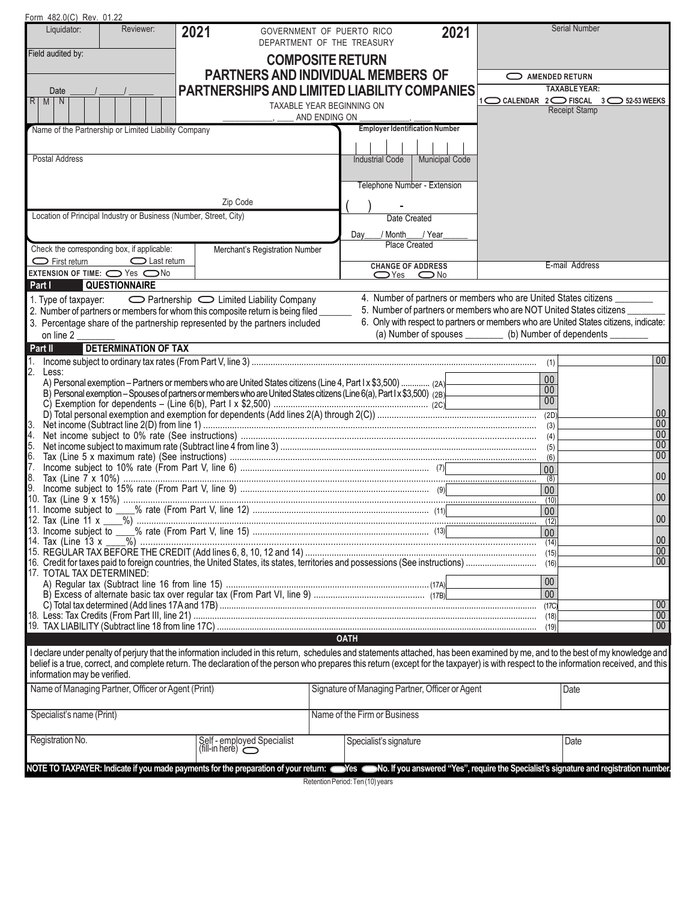Form 482.0(C) Rev. 01.22

| Liquidator: | Reviewer: |
|---|---|
| Field audited by: | |
| Date ____/____/____ | |
| R M N | |

# 2021 GOVERNMENT OF PUERTO RICO DEPARTMENT OF THE TREASURY 2021

## COMPOSITE RETURN PARTNERS AND INDIVIDUAL MEMBERS OF PARTNERSHIPS AND LIMITED LIABILITY COMPANIES

TAXABLE YEAR BEGINNING ON ____________, ____ AND ENDING ON ____________, ____

Serial Number

AMENDED RETURN

TAXABLE YEAR: 1 CALENDAR 2 FISCAL 3 52-53 WEEKS

Receipt Stamp

Name of the Partnership or Limited Liability Company

Employer Identification Number

Postal Address

Industrial Code | Municipal Code

Telephone Number - Extension ( ) -

Zip Code

Location of Principal Industry or Business (Number, Street, City)

Date Created: Day____/ Month____/ Year______

Place Created

Check the corresponding box, if applicable: First return / Last return

Merchant's Registration Number

CHANGE OF ADDRESS: Yes / No

E-mail Address

EXTENSION OF TIME: Yes / No

## Part I QUESTIONNAIRE

1. Type of taxpayer: Partnership / Limited Liability Company
2. Number of partners or members for whom this composite return is being filed _______
3. Percentage share of the partnership represented by the partners included on line 2 ________
4. Number of partners or members who are United States citizens ________
5. Number of partners or members who are NOT United States citizens ________
6. Only with respect to partners or members who are United States citizens, indicate: (a) Number of spouses ________ (b) Number of dependents ________

## Part II DETERMINATION OF TAX

| Line | Description | | Amount |
|---|---|---|---|
| 1. | Income subject to ordinary tax rates (From Part V, line 3) | (1) | 00 |
| 2. | Less: | | |
| | A) Personal exemption – Partners or members who are United States citizens (Line 4, Part I x $3,500) (2A) | 00 | |
| | B) Personal exemption – Spouses of partners or members who are United States citizens (Line 6(a), Part I x $3,500) (2B) | 00 | |
| | C) Exemption for dependents – (Line 6(b), Part I x $2,500) (2C) | 00 | |
| | D) Total personal exemption and exemption for dependents (Add lines 2(A) through 2(C)) | (2D) | 00 |
| 3. | Net income (Subtract line 2(D) from line 1) | (3) | 00 |
| 4. | Net income subject to 0% rate (See instructions) | (4) | 00 |
| 5. | Net income subject to maximum rate (Subtract line 4 from line 3) | (5) | 00 |
| 6. | Tax (Line 5 x maximum rate) (See instructions) | (6) | 00 |
| 7. | Income subject to 10% rate (From Part V, line 6) (7) | 00 | |
| 8. | Tax (Line 7 x 10%) | (8) | 00 |
| 9. | Income subject to 15% rate (From Part V, line 9) (9) | 00 | |
| 10. | Tax (Line 9 x 15%) | (10) | 00 |
| 11. | Income subject to ____% rate (From Part V, line 12) (11) | 00 | |
| 12. | Tax (Line 11 x ____%) | (12) | 00 |
| 13. | Income subject to ____% rate (From Part V, line 15) (13) | 00 | |
| 14. | Tax (Line 13 x ____%) | (14) | 00 |
| 15. | REGULAR TAX BEFORE THE CREDIT (Add lines 6, 8, 10, 12 and 14) | (15) | 00 |
| 16. | Credit for taxes paid to foreign countries, the United States, its states, territories and possessions (See instructions) | (16) | 00 |
| 17. | TOTAL TAX DETERMINED: | | |
| | A) Regular tax (Subtract line 16 from line 15) (17A) | 00 | |
| | B) Excess of alternate basic tax over regular tax (From Part VI, line 9) (17B) | 00 | |
| | C) Total tax determined (Add lines 17A and 17B) | (17C) | 00 |
| 18. | Less: Tax Credits (From Part III, line 21) | (18) | 00 |
| 19. | TAX LIABILITY (Subtract line 18 from line 17C) | (19) | 00 |

## OATH

I declare under penalty of perjury that the information included in this return, schedules and statements attached, has been examined by me, and to the best of my knowledge and belief is a true, correct, and complete return. The declaration of the person who prepares this return (except for the taxpayer) is with respect to the information received, and this information may be verified.

| Name of Managing Partner, Officer or Agent (Print) | Signature of Managing Partner, Officer or Agent | | Date |
|---|---|---|---|
| Specialist's name (Print) | Name of the Firm or Business | | |
| Registration No. | Self - employed Specialist (fill-in here) | Specialist's signature | Date |

**NOTE TO TAXPAYER: Indicate if you made payments for the preparation of your return: Yes No. If you answered "Yes", require the Specialist's signature and registration number.**

Retention Period: Ten (10) years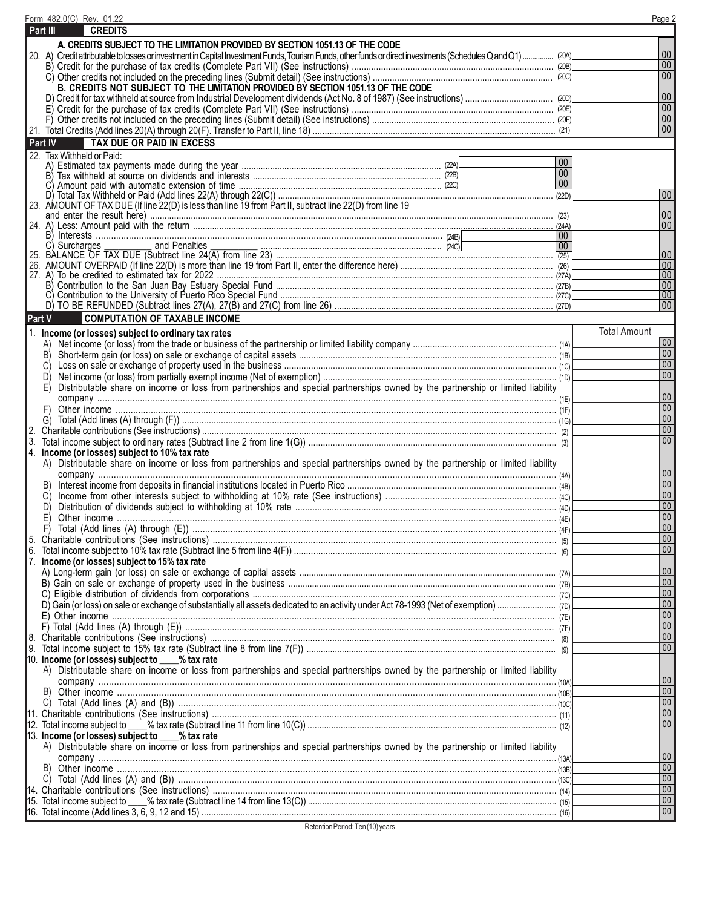Form 482.0(C) Rev. 01.22

## Part III CREDITS

**A. CREDITS SUBJECT TO THE LIMITATION PROVIDED BY SECTION 1051.13 OF THE CODE**

| Line | Description | Code | Amount |
|---|---|---|---|
| 20. | A) Credit attributable to losses or investment in Capital Investment Funds, Tourism Funds, other funds or direct investments (Schedules Q and Q1) | (20A) | 00 |
| | B) Credit for the purchase of tax credits (Complete Part VII) (See instructions) | (20B) | 00 |
| | C) Other credits not included on the preceding lines (Submit detail) (See instructions) | (20C) | 00 |
| | **B. CREDITS NOT SUBJECT TO THE LIMITATION PROVIDED BY SECTION 1051.13 OF THE CODE** | | |
| | D) Credit for tax withheld at source from Industrial Development dividends (Act No. 8 of 1987) (See instructions) | (20D) | 00 |
| | E) Credit for the purchase of tax credits (Complete Part VII) (See instructions) | (20E) | 00 |
| | F) Other credits not included on the preceding lines (Submit detail) (See instructions) | (20F) | 00 |
| 21. | Total Credits (Add lines 20(A) through 20(F). Transfer to Part II, line 18) | (21) | 00 |

## Part IV TAX DUE OR PAID IN EXCESS

| Line | Description | Code | Amount | Code | Amount |
|---|---|---|---|---|---|
| 22. | Tax Withheld or Paid: | | | | |
| | A) Estimated tax payments made during the year | (22A) | 00 | | |
| | B) Tax withheld at source on dividends and interests | (22B) | 00 | | |
| | C) Amount paid with automatic extension of time | (22C) | 00 | | |
| | D) Total Tax Withheld or Paid (Add lines 22(A) through 22(C)) | | | (22D) | 00 |
| 23. | AMOUNT OF TAX DUE (If line 22(D) is less than line 19 from Part II, subtract line 22(D) from line 19 and enter the result here) | | | (23) | 00 |
| 24. | A) Less: Amount paid with the return | | | (24A) | 00 |
| | B) Interests | (24B) | 00 | | |
| | C) Surcharges ________ and Penalties ________ | (24C) | 00 | | |
| 25. | BALANCE OF TAX DUE (Subtract line 24(A) from line 23) | | | (25) | 00 |
| 26. | AMOUNT OVERPAID (If line 22(D) is more than line 19 from Part II, enter the difference here) | | | (26) | 00 |
| 27. | A) To be credited to estimated tax for 2022 | | | (27A) | 00 |
| | B) Contribution to the San Juan Bay Estuary Special Fund | | | (27B) | 00 |
| | C) Contribution to the University of Puerto Rico Special Fund | | | (27C) | 00 |
| | D) TO BE REFUNDED (Subtract lines 27(A), 27(B) and 27(C) from line 26) | | | (27D) | 00 |

## Part V COMPUTATION OF TAXABLE INCOME

| Line | Description | Code | Total Amount |
|---|---|---|---|
| 1. | **Income (or losses) subject to ordinary tax rates** | | |
| | A) Net income (or loss) from the trade or business of the partnership or limited liability company | (1A) | 00 |
| | B) Short-term gain (or loss) on sale or exchange of capital assets | (1B) | 00 |
| | C) Loss on sale or exchange of property used in the business | (1C) | 00 |
| | D) Net income (or loss) from partially exempt income (Net of exemption) | (1D) | 00 |
| | E) Distributable share on income or loss from partnerships and special partnerships owned by the partnership or limited liability company | (1E) | 00 |
| | F) Other income | (1F) | 00 |
| | G) Total (Add lines (A) through (F)) | (1G) | 00 |
| 2. | Charitable contributions (See instructions) | (2) | 00 |
| 3. | Total income subject to ordinary rates (Subtract line 2 from line 1(G)) | (3) | 00 |
| 4. | **Income (or losses) subject to 10% tax rate** | | |
| | A) Distributable share on income or loss from partnerships and special partnerships owned by the partnership or limited liability company | (4A) | 00 |
| | B) Interest income from deposits in financial institutions located in Puerto Rico | (4B) | 00 |
| | C) Income from other interests subject to withholding at 10% rate (See instructions) | (4C) | 00 |
| | D) Distribution of dividends subject to withholding at 10% rate | (4D) | 00 |
| | E) Other income | (4E) | 00 |
| | F) Total (Add lines (A) through (E)) | (4F) | 00 |
| 5. | Charitable contributions (See instructions) | (5) | 00 |
| 6. | Total income subject to 10% tax rate (Subtract line 5 from line 4(F)) | (6) | 00 |
| 7. | **Income (or losses) subject to 15% tax rate** | | |
| | A) Long-term gain (or loss) on sale or exchange of capital assets | (7A) | 00 |
| | B) Gain on sale or exchange of property used in the business | (7B) | 00 |
| | C) Eligible distribution of dividends from corporations | (7C) | 00 |
| | D) Gain (or loss) on sale or exchange of substantially all assets dedicated to an activity under Act 78-1993 (Net of exemption) | (7D) | 00 |
| | E) Other income | (7E) | 00 |
| | F) Total (Add lines (A) through (E)) | (7F) | 00 |
| 8. | Charitable contributions (See instructions) | (8) | 00 |
| 9. | Total income subject to 15% tax rate (Subtract line 8 from line 7(F)) | (9) | 00 |
| 10. | **Income (or losses) subject to ____% tax rate** | | |
| | A) Distributable share on income or loss from partnerships and special partnerships owned by the partnership or limited liability company | (10A) | 00 |
| | B) Other income | (10B) | 00 |
| | C) Total (Add lines (A) and (B)) | (10C) | 00 |
| 11. | Charitable contributions (See instructions) | (11) | 00 |
| 12. | Total income subject to ____% tax rate (Subtract line 11 from line 10(C)) | (12) | 00 |
| 13. | **Income (or losses) subject to ____% tax rate** | | |
| | A) Distributable share on income or loss from partnerships and special partnerships owned by the partnership or limited liability company | (13A) | 00 |
| | B) Other income | (13B) | 00 |
| | C) Total (Add lines (A) and (B)) | (13C) | 00 |
| 14. | Charitable contributions (See instructions) | (14) | 00 |
| 15. | Total income subject to ____% tax rate (Subtract line 14 from line 13(C)) | (15) | 00 |
| 16. | Total income (Add lines 3, 6, 9, 12 and 15) | (16) | 00 |

Retention Period: Ten (10) years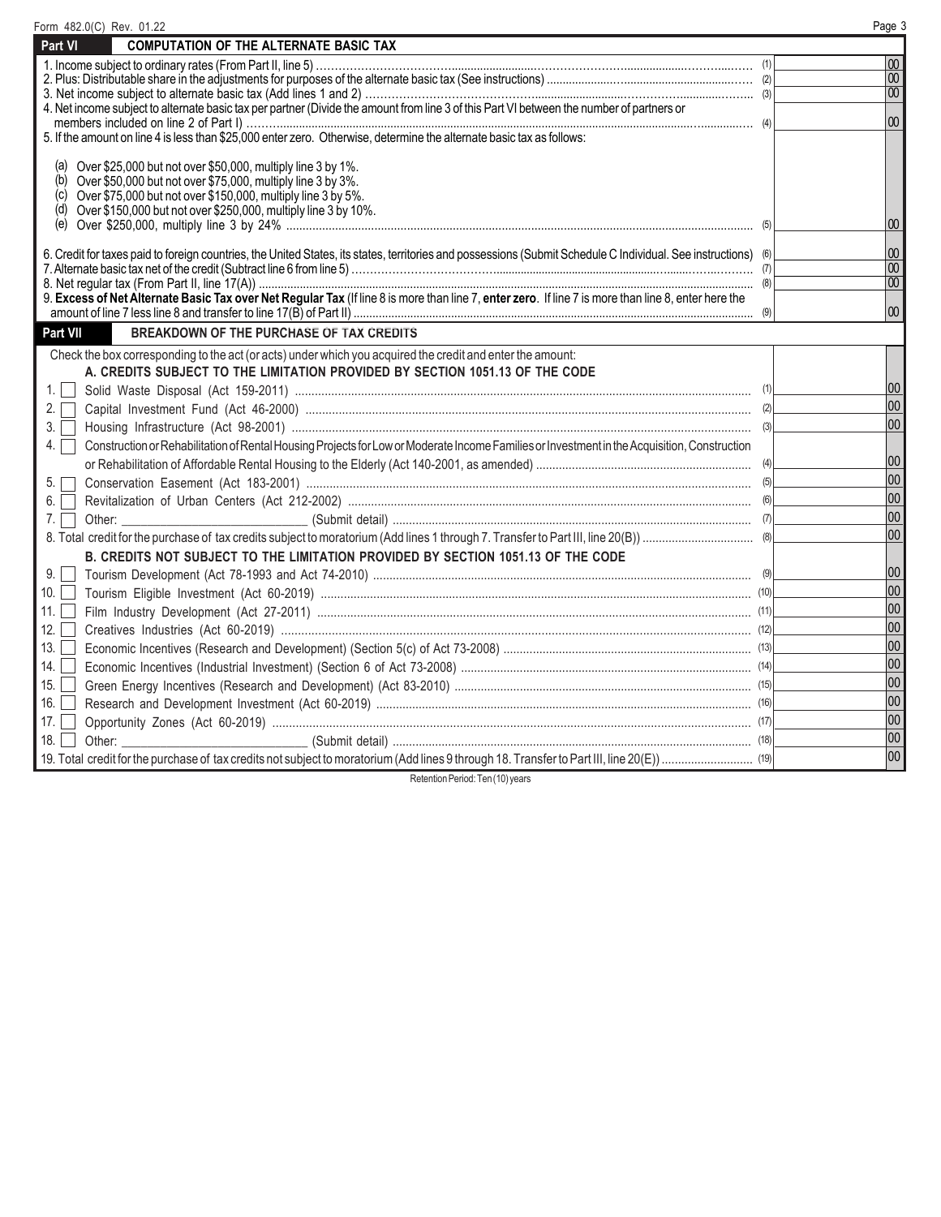Form 482.0(C) Rev. 01.22

## Part VI COMPUTATION OF THE ALTERNATE BASIC TAX

| | | | |
|---|---|---|---|
| 1. Income subject to ordinary rates (From Part II, line 5) | (1) | | 00 |
| 2. Plus: Distributable share in the adjustments for purposes of the alternate basic tax (See instructions) | (2) | | 00 |
| 3. Net income subject to alternate basic tax (Add lines 1 and 2) | (3) | | 00 |
| 4. Net income subject to alternate basic tax per partner (Divide the amount from line 3 of this Part VI between the number of partners or members included on line 2 of Part I) | (4) | | 00 |
| 5. If the amount on line 4 is less than $25,000 enter zero. Otherwise, determine the alternate basic tax as follows:<br>(a) Over $25,000 but not over $50,000, multiply line 3 by 1%.<br>(b) Over $50,000 but not over $75,000, multiply line 3 by 3%.<br>(c) Over $75,000 but not over $150,000, multiply line 3 by 5%.<br>(d) Over $150,000 but not over $250,000, multiply line 3 by 10%.<br>(e) Over $250,000, multiply line 3 by 24% | (5) | | 00 |
| 6. Credit for taxes paid to foreign countries, the United States, its states, territories and possessions (Submit Schedule C Individual. See instructions) | (6) | | 00 |
| 7. Alternate basic tax net of the credit (Subtract line 6 from line 5) | (7) | | 00 |
| 8. Net regular tax (From Part II, line 17(A)) | (8) | | 00 |
| 9. **Excess of Net Alternate Basic Tax over Net Regular Tax** (If line 8 is more than line 7, **enter zero**. If line 7 is more than line 8, enter here the amount of line 7 less line 8 and transfer to line 17(B) of Part II) | (9) | | 00 |

## Part VII BREAKDOWN OF THE PURCHASE OF TAX CREDITS

Check the box corresponding to the act (or acts) under which you acquired the credit and enter the amount:

**A. CREDITS SUBJECT TO THE LIMITATION PROVIDED BY SECTION 1051.13 OF THE CODE**

| | | | |
|---|---|---|---|
| 1. ☐ Solid Waste Disposal (Act 159-2011) | (1) | | 00 |
| 2. ☐ Capital Investment Fund (Act 46-2000) | (2) | | 00 |
| 3. ☐ Housing Infrastructure (Act 98-2001) | (3) | | 00 |
| 4. ☐ Construction or Rehabilitation of Rental Housing Projects for Low or Moderate Income Families or Investment in the Acquisition, Construction or Rehabilitation of Affordable Rental Housing to the Elderly (Act 140-2001, as amended) | (4) | | 00 |
| 5. ☐ Conservation Easement (Act 183-2001) | (5) | | 00 |
| 6. ☐ Revitalization of Urban Centers (Act 212-2002) | (6) | | 00 |
| 7. ☐ Other: ____________________ (Submit detail) | (7) | | 00 |
| 8. Total credit for the purchase of tax credits subject to moratorium (Add lines 1 through 7. Transfer to Part III, line 20(B)) | (8) | | 00 |

**B. CREDITS NOT SUBJECT TO THE LIMITATION PROVIDED BY SECTION 1051.13 OF THE CODE**

| | | | |
|---|---|---|---|
| 9. ☐ Tourism Development (Act 78-1993 and Act 74-2010) | (9) | | 00 |
| 10. ☐ Tourism Eligible Investment (Act 60-2019) | (10) | | 00 |
| 11. ☐ Film Industry Development (Act 27-2011) | (11) | | 00 |
| 12. ☐ Creatives Industries (Act 60-2019) | (12) | | 00 |
| 13. ☐ Economic Incentives (Research and Development) (Section 5(c) of Act 73-2008) | (13) | | 00 |
| 14. ☐ Economic Incentives (Industrial Investment) (Section 6 of Act 73-2008) | (14) | | 00 |
| 15. ☐ Green Energy Incentives (Research and Development) (Act 83-2010) | (15) | | 00 |
| 16. ☐ Research and Development Investment (Act 60-2019) | (16) | | 00 |
| 17. ☐ Opportunity Zones (Act 60-2019) | (17) | | 00 |
| 18. ☐ Other: ____________________ (Submit detail) | (18) | | 00 |
| 19. Total credit for the purchase of tax credits not subject to moratorium (Add lines 9 through 18. Transfer to Part III, line 20(E)) | (19) | | 00 |

Retention Period: Ten (10) years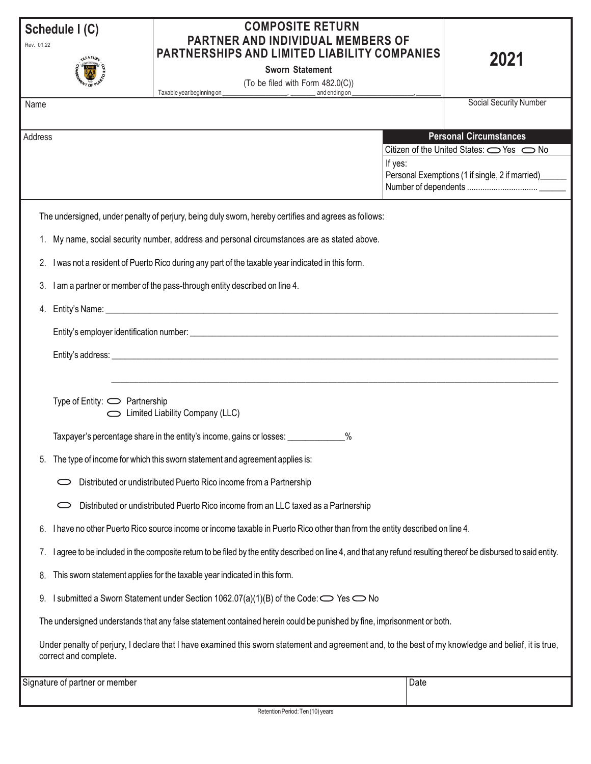# Schedule I (C)

Rev. 01.22

## COMPOSITE RETURN PARTNER AND INDIVIDUAL MEMBERS OF PARTNERSHIPS AND LIMITED LIABILITY COMPANIES

**Sworn Statement**

(To be filed with Form 482.0(C))

Taxable year beginning on ________________, _______ and ending on ________________, _______

**2021**

| Name | Social Security Number |
|---|---|
| | |

| Address | Personal Circumstances |
|---|---|
| | Citizen of the United States: ⬭ Yes ⬭ No<br>If yes:<br>Personal Exemptions (1 if single, 2 if married)______<br>Number of dependents ................................ ______ |

The undersigned, under penalty of perjury, being duly sworn, hereby certifies and agrees as follows:

1. My name, social security number, address and personal circumstances are as stated above.
2. I was not a resident of Puerto Rico during any part of the taxable year indicated in this form.
3. I am a partner or member of the pass-through entity described on line 4.
4. Entity's Name: ________________________________________

   Entity's employer identification number: ________________________________________

   Entity's address: ________________________________________

   ________________________________________

   Type of Entity: ⬭ Partnership
   ⬭ Limited Liability Company (LLC)

   Taxpayer's percentage share in the entity's income, gains or losses: ____________%

5. The type of income for which this sworn statement and agreement applies is:

   ⬭ Distributed or undistributed Puerto Rico income from a Partnership

   ⬭ Distributed or undistributed Puerto Rico income from an LLC taxed as a Partnership

6. I have no other Puerto Rico source income or income taxable in Puerto Rico other than from the entity described on line 4.
7. I agree to be included in the composite return to be filed by the entity described on line 4, and that any refund resulting thereof be disbursed to said entity.
8. This sworn statement applies for the taxable year indicated in this form.
9. I submitted a Sworn Statement under Section 1062.07(a)(1)(B) of the Code: ⬭ Yes ⬭ No

The undersigned understands that any false statement contained herein could be punished by fine, imprisonment or both.

Under penalty of perjury, I declare that I have examined this sworn statement and agreement and, to the best of my knowledge and belief, it is true, correct and complete.

| Signature of partner or member | Date |
|---|---|
| | |

Retention Period: Ten (10) years